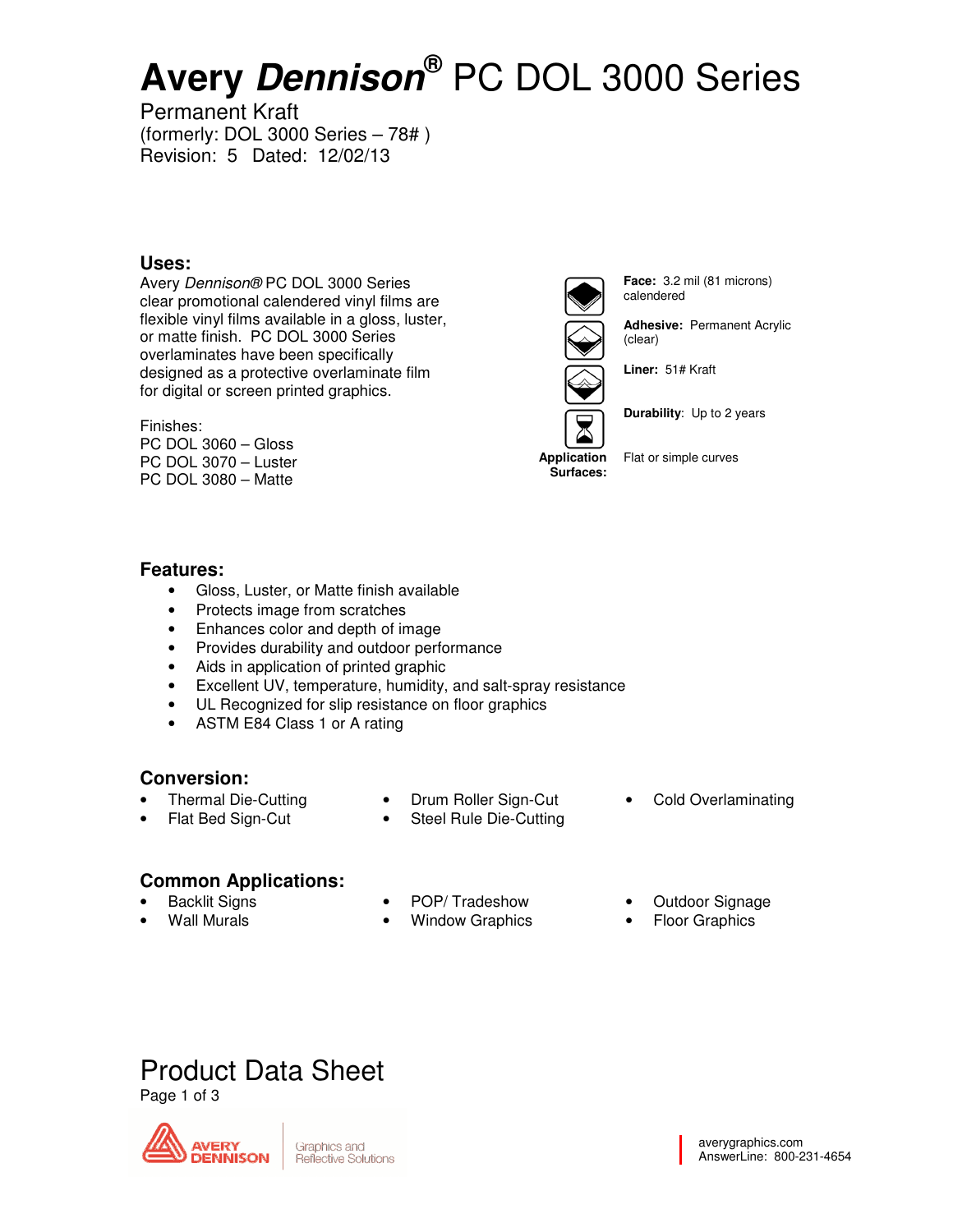# Avery *Dennison*® PC DOL 3000 Series

Permanent Kraft
(formerly: DOL 3000 Series – 78# )
Revision: 5 Dated: 12/02/13

## Uses:

Avery *Dennison®* PC DOL 3000 Series clear promotional calendered vinyl films are flexible vinyl films available in a gloss, luster, or matte finish. PC DOL 3000 Series overlaminates have been specifically designed as a protective overlaminate film for digital or screen printed graphics.

Finishes:
PC DOL 3060 – Gloss
PC DOL 3070 – Luster
PC DOL 3080 – Matte

**Face:** 3.2 mil (81 microns) calendered

**Adhesive:** Permanent Acrylic (clear)

**Liner:** 51# Kraft

**Durability**: Up to 2 years

**Application Surfaces:** Flat or simple curves

## Features:

- Gloss, Luster, or Matte finish available
- Protects image from scratches
- Enhances color and depth of image
- Provides durability and outdoor performance
- Aids in application of printed graphic
- Excellent UV, temperature, humidity, and salt-spray resistance
- UL Recognized for slip resistance on floor graphics
- ASTM E84 Class 1 or A rating

## Conversion:

- Thermal Die-Cutting
- Flat Bed Sign-Cut
- Drum Roller Sign-Cut
- Steel Rule Die-Cutting
- Cold Overlaminating

## Common Applications:

- Backlit Signs
- Wall Murals
- POP/ Tradeshow
- Window Graphics
- Outdoor Signage
- Floor Graphics

# Product Data Sheet

Page 1 of 3

AVERY DENNISON | Graphics and Reflective Solutions

averygraphics.com
AnswerLine: 800-231-4654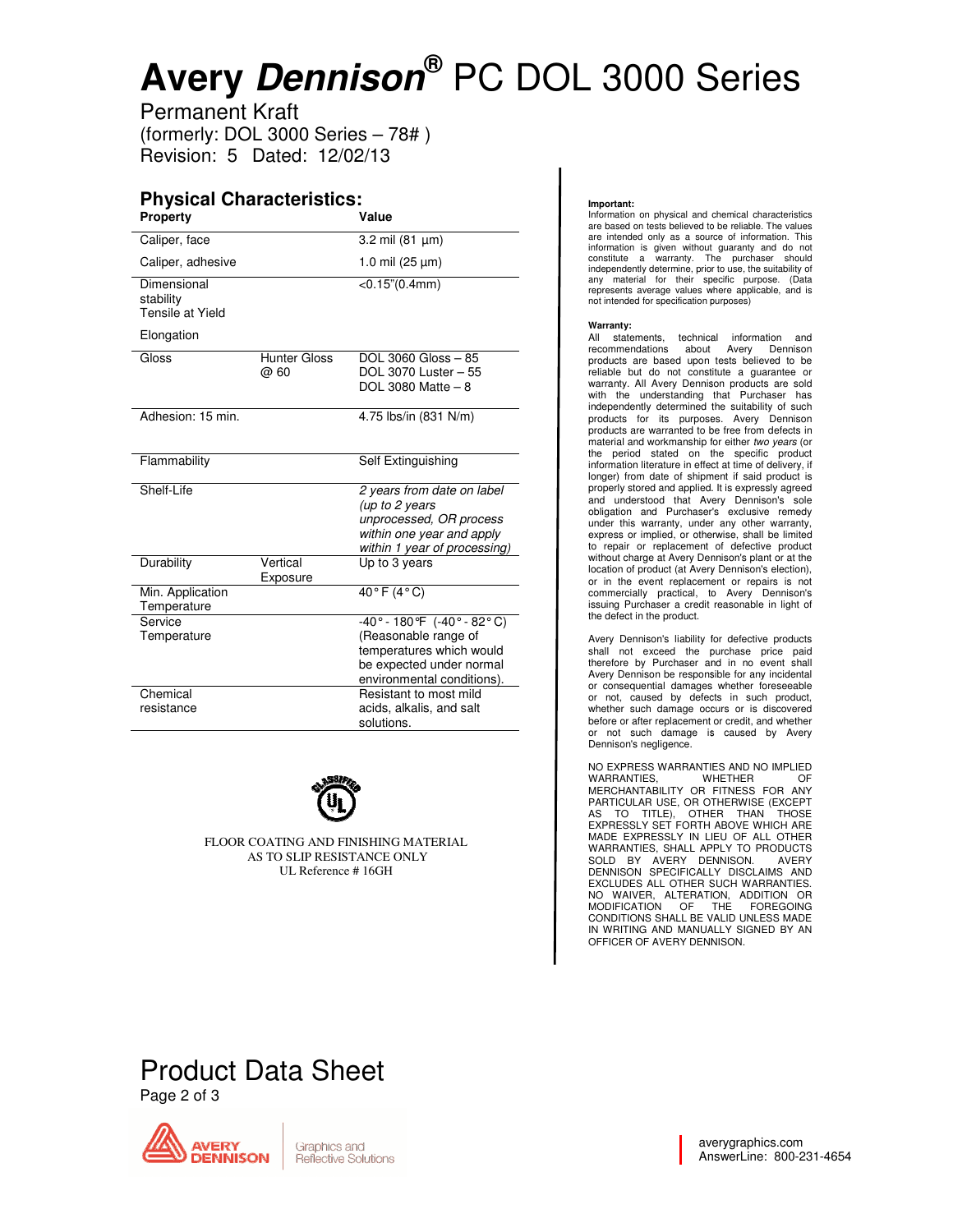# Avery *Dennison*® PC DOL 3000 Series

Permanent Kraft
(formerly: DOL 3000 Series – 78# )
Revision: 5 Dated: 12/02/13

## Physical Characteristics:

| Property | | Value |
|---|---|---|
| Caliper, face | | 3.2 mil (81 µm) |
| Caliper, adhesive | | 1.0 mil (25 µm) |
| Dimensional stability | | <0.15"(0.4mm) |
| Tensile at Yield | | |
| Elongation | | |
| Gloss | Hunter Gloss @ 60 | DOL 3060 Gloss – 85<br>DOL 3070 Luster – 55<br>DOL 3080 Matte – 8 |
| Adhesion: 15 min. | | 4.75 lbs/in (831 N/m) |
| Flammability | | Self Extinguishing |
| Shelf-Life | | *2 years from date on label (up to 2 years unprocessed, OR process within one year and apply within 1 year of processing)* |
| Durability | Vertical Exposure | Up to 3 years |
| Min. Application Temperature | | 40° F (4° C) |
| Service Temperature | | -40° - 180°F (-40° - 82° C) (Reasonable range of temperatures which would be expected under normal environmental conditions). |
| Chemical resistance | | Resistant to most mild acids, alkalis, and salt solutions. |

FLOOR COATING AND FINISHING MATERIAL
AS TO SLIP RESISTANCE ONLY
UL Reference # 16GH

**Important:**
Information on physical and chemical characteristics are based on tests believed to be reliable. The values are intended only as a source of information. This information is given without guaranty and do not constitute a warranty. The purchaser should independently determine, prior to use, the suitability of any material for their specific purpose. (Data represents average values where applicable, and is not intended for specification purposes)

**Warranty:**
All statements, technical information and recommendations about Avery Dennison products are based upon tests believed to be reliable but do not constitute a guarantee or warranty. All Avery Dennison products are sold with the understanding that Purchaser has independently determined the suitability of such products for its purposes. Avery Dennison products are warranted to be free from defects in material and workmanship for either *two years* (or the period stated on the specific product information literature in effect at time of delivery, if longer) from date of shipment if said product is properly stored and applied. It is expressly agreed and understood that Avery Dennison's sole obligation and Purchaser's exclusive remedy under this warranty, under any other warranty, express or implied, or otherwise, shall be limited to repair or replacement of defective product without charge at Avery Dennison's plant or at the location of product (at Avery Dennison's election), or in the event replacement or repairs is not commercially practical, to Avery Dennison's issuing Purchaser a credit reasonable in light of the defect in the product.

Avery Dennison's liability for defective products shall not exceed the purchase price paid therefore by Purchaser and in no event shall Avery Dennison be responsible for any incidental or consequential damages whether foreseeable or not, caused by defects in such product, whether such damage occurs or is discovered before or after replacement or credit, and whether or not such damage is caused by Avery Dennison's negligence.

NO EXPRESS WARRANTIES AND NO IMPLIED WARRANTIES, WHETHER OF MERCHANTABILITY OR FITNESS FOR ANY PARTICULAR USE, OR OTHERWISE (EXCEPT AS TO TITLE), OTHER THAN THOSE EXPRESSLY SET FORTH ABOVE WHICH ARE MADE EXPRESSLY IN LIEU OF ALL OTHER WARRANTIES, SHALL APPLY TO PRODUCTS SOLD BY AVERY DENNISON. AVERY DENNISON SPECIFICALLY DISCLAIMS AND EXCLUDES ALL OTHER SUCH WARRANTIES. NO WAIVER, ALTERATION, ADDITION OR MODIFICATION OF THE FOREGOING CONDITIONS SHALL BE VALID UNLESS MADE IN WRITING AND MANUALLY SIGNED BY AN OFFICER OF AVERY DENNISON.

## Product Data Sheet

averygraphics.com
AnswerLine: 800-231-4654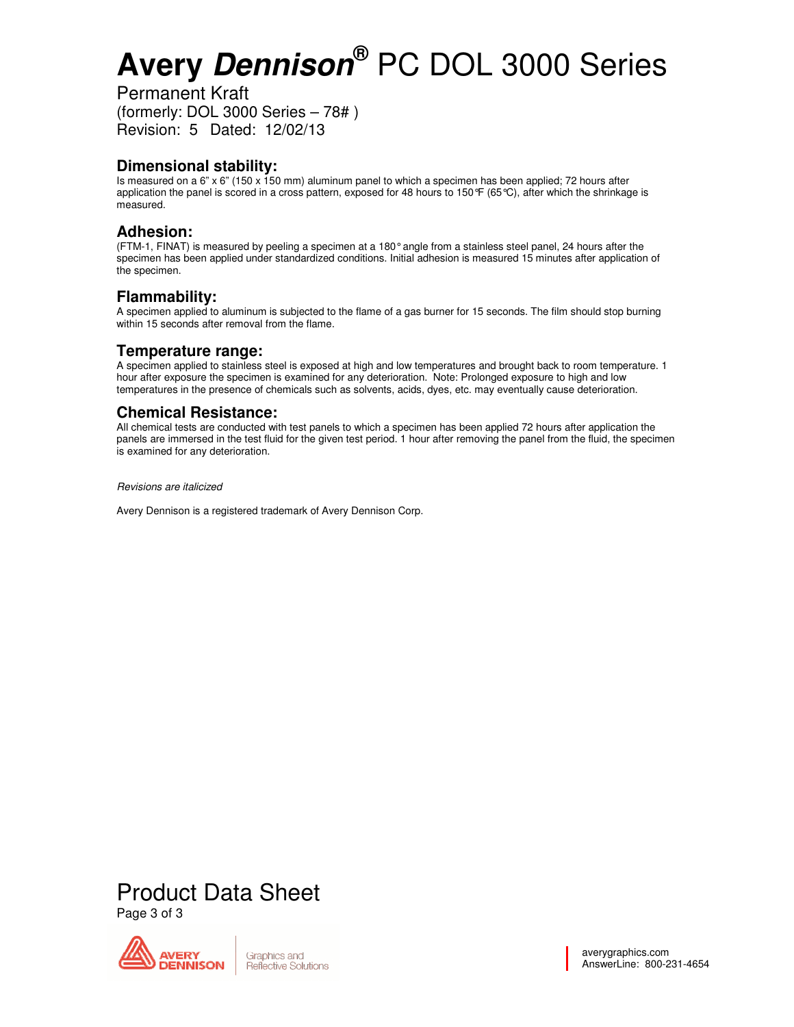# Avery *Dennison*® PC DOL 3000 Series

Permanent Kraft
(formerly: DOL 3000 Series – 78# )
Revision: 5 Dated: 12/02/13

## Dimensional stability:

Is measured on a 6" x 6" (150 x 150 mm) aluminum panel to which a specimen has been applied; 72 hours after application the panel is scored in a cross pattern, exposed for 48 hours to 150°F (65°C), after which the shrinkage is measured.

## Adhesion:

(FTM-1, FINAT) is measured by peeling a specimen at a 180° angle from a stainless steel panel, 24 hours after the specimen has been applied under standardized conditions. Initial adhesion is measured 15 minutes after application of the specimen.

## Flammability:

A specimen applied to aluminum is subjected to the flame of a gas burner for 15 seconds. The film should stop burning within 15 seconds after removal from the flame.

## Temperature range:

A specimen applied to stainless steel is exposed at high and low temperatures and brought back to room temperature. 1 hour after exposure the specimen is examined for any deterioration. Note: Prolonged exposure to high and low temperatures in the presence of chemicals such as solvents, acids, dyes, etc. may eventually cause deterioration.

## Chemical Resistance:

All chemical tests are conducted with test panels to which a specimen has been applied 72 hours after application the panels are immersed in the test fluid for the given test period. 1 hour after removing the panel from the fluid, the specimen is examined for any deterioration.

*Revisions are italicized*

Avery Dennison is a registered trademark of Avery Dennison Corp.

Product Data Sheet

AVERY DENNISON | Graphics and Reflective Solutions

averygraphics.com
AnswerLine: 800-231-4654